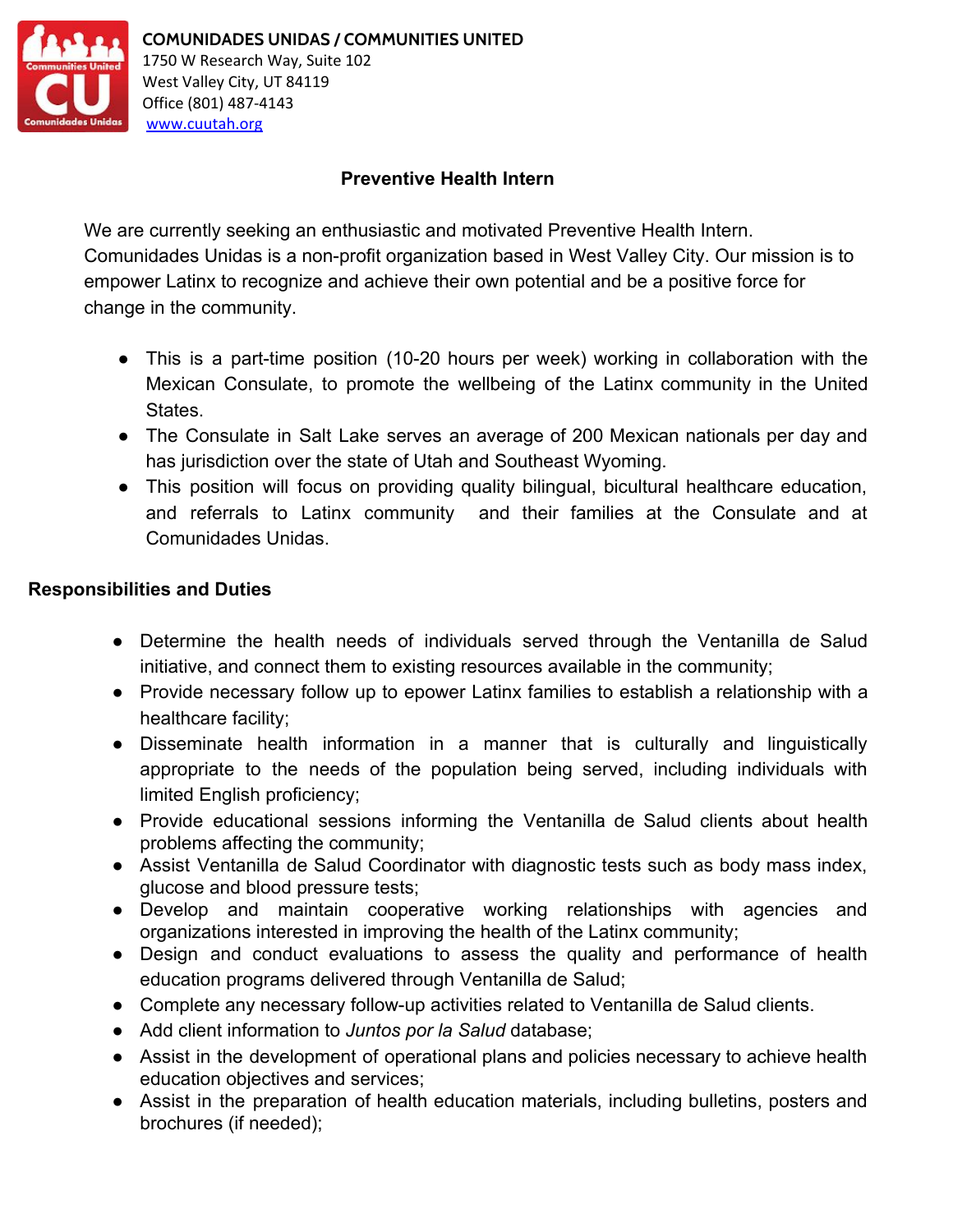**COMUNIDADES UNIDAS / COMMUNITIES UNITED**
1750 W Research Way, Suite 102
West Valley City, UT 84119
Office (801) 487-4143
www.cuutah.org

# Preventive Health Intern

We are currently seeking an enthusiastic and motivated Preventive Health Intern. Comunidades Unidas is a non-profit organization based in West Valley City. Our mission is to empower Latinx to recognize and achieve their own potential and be a positive force for change in the community.

- This is a part-time position (10-20 hours per week) working in collaboration with the Mexican Consulate, to promote the wellbeing of the Latinx community in the United States.
- The Consulate in Salt Lake serves an average of 200 Mexican nationals per day and has jurisdiction over the state of Utah and Southeast Wyoming.
- This position will focus on providing quality bilingual, bicultural healthcare education, and referrals to Latinx community and their families at the Consulate and at Comunidades Unidas.

## Responsibilities and Duties

- Determine the health needs of individuals served through the Ventanilla de Salud initiative, and connect them to existing resources available in the community;
- Provide necessary follow up to epower Latinx families to establish a relationship with a healthcare facility;
- Disseminate health information in a manner that is culturally and linguistically appropriate to the needs of the population being served, including individuals with limited English proficiency;
- Provide educational sessions informing the Ventanilla de Salud clients about health problems affecting the community;
- Assist Ventanilla de Salud Coordinator with diagnostic tests such as body mass index, glucose and blood pressure tests;
- Develop and maintain cooperative working relationships with agencies and organizations interested in improving the health of the Latinx community;
- Design and conduct evaluations to assess the quality and performance of health education programs delivered through Ventanilla de Salud;
- Complete any necessary follow-up activities related to Ventanilla de Salud clients.
- Add client information to *Juntos por la Salud* database;
- Assist in the development of operational plans and policies necessary to achieve health education objectives and services;
- Assist in the preparation of health education materials, including bulletins, posters and brochures (if needed);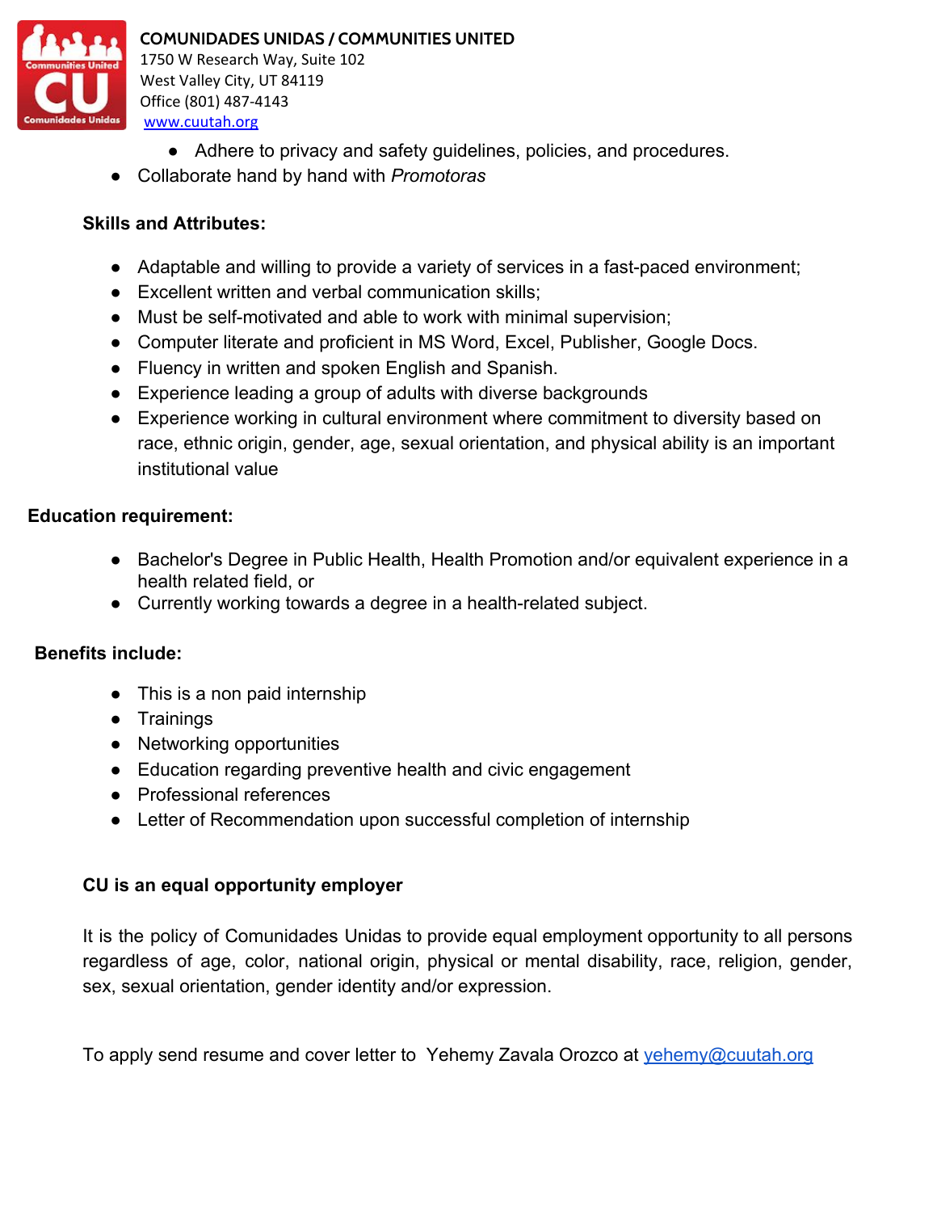**COMUNIDADES UNIDAS / COMMUNITIES UNITED**
1750 W Research Way, Suite 102
West Valley City, UT 84119
Office (801) 487-4143
www.cuutah.org

  - Adhere to privacy and safety guidelines, policies, and procedures.
- Collaborate hand by hand with *Promotoras*

**Skills and Attributes:**

- Adaptable and willing to provide a variety of services in a fast-paced environment;
- Excellent written and verbal communication skills;
- Must be self-motivated and able to work with minimal supervision;
- Computer literate and proficient in MS Word, Excel, Publisher, Google Docs.
- Fluency in written and spoken English and Spanish.
- Experience leading a group of adults with diverse backgrounds
- Experience working in cultural environment where commitment to diversity based on race, ethnic origin, gender, age, sexual orientation, and physical ability is an important institutional value

**Education requirement:**

- Bachelor's Degree in Public Health, Health Promotion and/or equivalent experience in a health related field, or
- Currently working towards a degree in a health-related subject.

**Benefits include:**

- This is a non paid internship
- Trainings
- Networking opportunities
- Education regarding preventive health and civic engagement
- Professional references
- Letter of Recommendation upon successful completion of internship

**CU is an equal opportunity employer**

It is the policy of Comunidades Unidas to provide equal employment opportunity to all persons regardless of age, color, national origin, physical or mental disability, race, religion, gender, sex, sexual orientation, gender identity and/or expression.

To apply send resume and cover letter to Yehemy Zavala Orozco at yehemy@cuutah.org